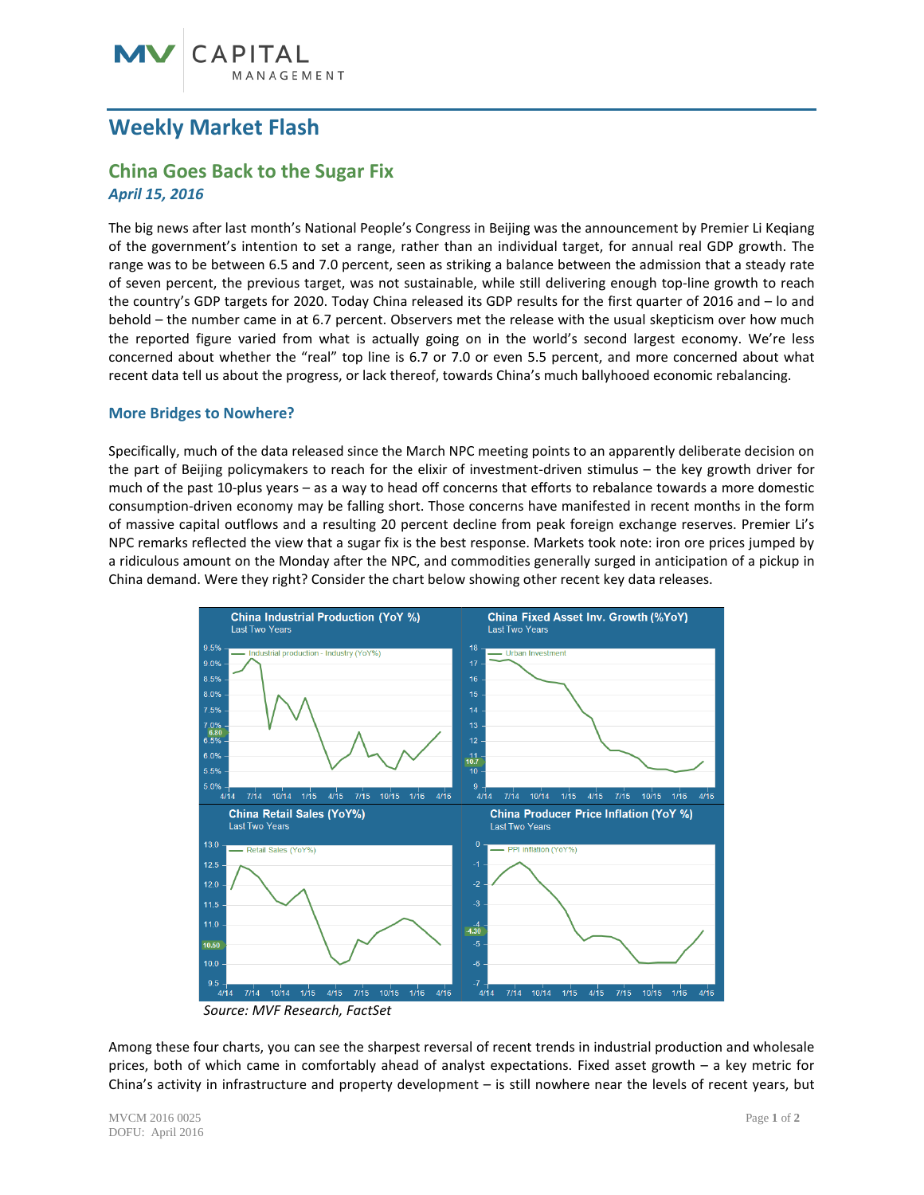# Weekly Market Flash

## China Goes Back to the Sugar Fix

*April 15, 2016*

The big news after last month's National People's Congress in Beijing was the announcement by Premier Li Keqiang of the government's intention to set a range, rather than an individual target, for annual real GDP growth. The range was to be between 6.5 and 7.0 percent, seen as striking a balance between the admission that a steady rate of seven percent, the previous target, was not sustainable, while still delivering enough top-line growth to reach the country's GDP targets for 2020. Today China released its GDP results for the first quarter of 2016 and – lo and behold – the number came in at 6.7 percent. Observers met the release with the usual skepticism over how much the reported figure varied from what is actually going on in the world's second largest economy. We're less concerned about whether the "real" top line is 6.7 or 7.0 or even 5.5 percent, and more concerned about what recent data tell us about the progress, or lack thereof, towards China's much ballyhooed economic rebalancing.

### More Bridges to Nowhere?

Specifically, much of the data released since the March NPC meeting points to an apparently deliberate decision on the part of Beijing policymakers to reach for the elixir of investment-driven stimulus – the key growth driver for much of the past 10-plus years – as a way to head off concerns that efforts to rebalance towards a more domestic consumption-driven economy may be falling short. Those concerns have manifested in recent months in the form of massive capital outflows and a resulting 20 percent decline from peak foreign exchange reserves. Premier Li's NPC remarks reflected the view that a sugar fix is the best response. Markets took note: iron ore prices jumped by a ridiculous amount on the Monday after the NPC, and commodities generally surged in anticipation of a pickup in China demand. Were they right? Consider the chart below showing other recent key data releases.

Source: MVF Research, FactSet

Among these four charts, you can see the sharpest reversal of recent trends in industrial production and wholesale prices, both of which came in comfortably ahead of analyst expectations. Fixed asset growth – a key metric for China's activity in infrastructure and property development – is still nowhere near the levels of recent years, but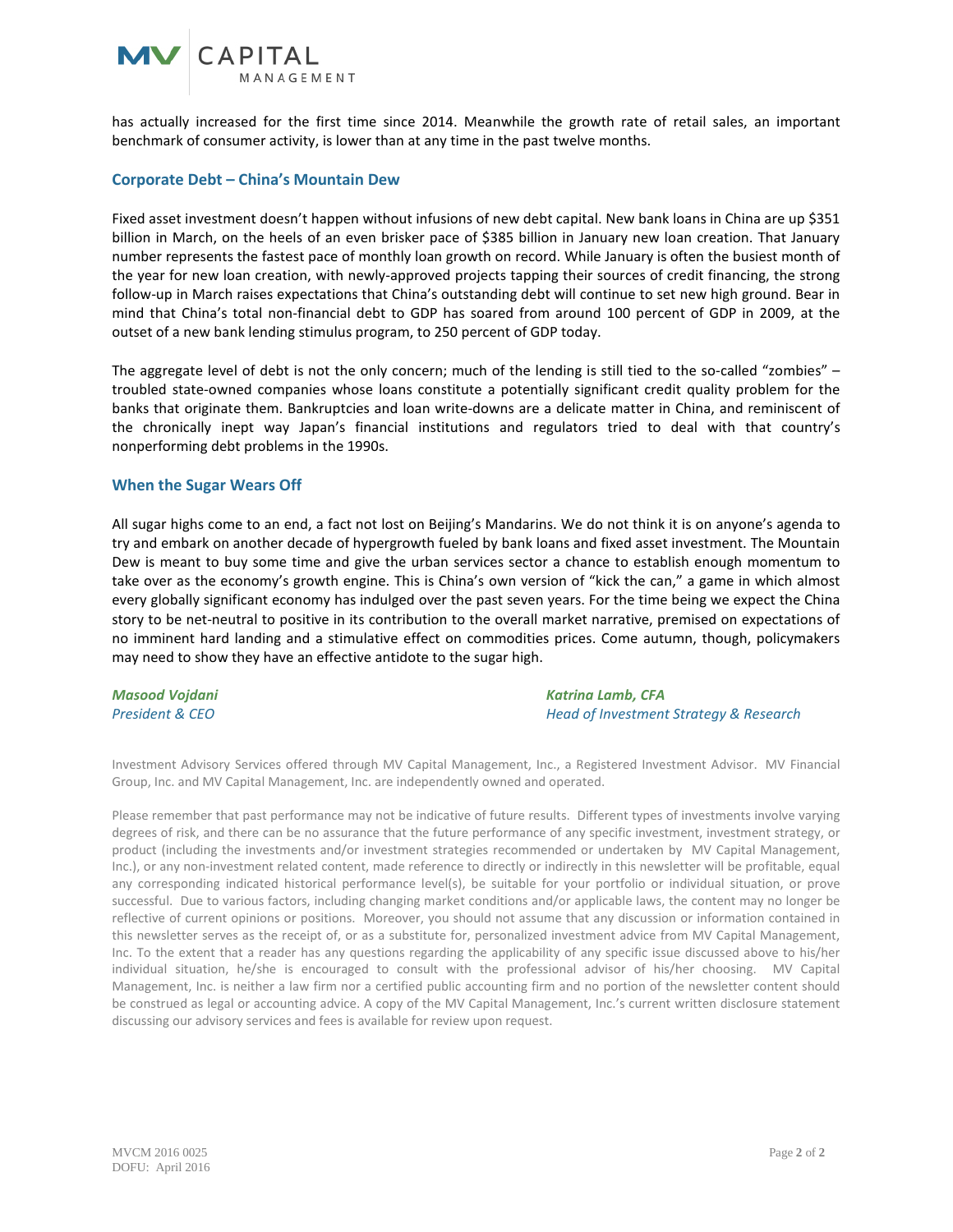has actually increased for the first time since 2014. Meanwhile the growth rate of retail sales, an important benchmark of consumer activity, is lower than at any time in the past twelve months.

### Corporate Debt – China's Mountain Dew

Fixed asset investment doesn't happen without infusions of new debt capital. New bank loans in China are up $351 billion in March, on the heels of an even brisker pace of $385 billion in January new loan creation. That January number represents the fastest pace of monthly loan growth on record. While January is often the busiest month of the year for new loan creation, with newly-approved projects tapping their sources of credit financing, the strong follow-up in March raises expectations that China's outstanding debt will continue to set new high ground. Bear in mind that China's total non-financial debt to GDP has soared from around 100 percent of GDP in 2009, at the outset of a new bank lending stimulus program, to 250 percent of GDP today.

The aggregate level of debt is not the only concern; much of the lending is still tied to the so-called "zombies" – troubled state-owned companies whose loans constitute a potentially significant credit quality problem for the banks that originate them. Bankruptcies and loan write-downs are a delicate matter in China, and reminiscent of the chronically inept way Japan's financial institutions and regulators tried to deal with that country's nonperforming debt problems in the 1990s.

### When the Sugar Wears Off

All sugar highs come to an end, a fact not lost on Beijing's Mandarins. We do not think it is on anyone's agenda to try and embark on another decade of hypergrowth fueled by bank loans and fixed asset investment. The Mountain Dew is meant to buy some time and give the urban services sector a chance to establish enough momentum to take over as the economy's growth engine. This is China's own version of "kick the can," a game in which almost every globally significant economy has indulged over the past seven years. For the time being we expect the China story to be net-neutral to positive in its contribution to the overall market narrative, premised on expectations of no imminent hard landing and a stimulative effect on commodities prices. Come autumn, though, policymakers may need to show they have an effective antidote to the sugar high.

***Masood Vojdani***
*President & CEO*

***Katrina Lamb, CFA***
*Head of Investment Strategy & Research*

Investment Advisory Services offered through MV Capital Management, Inc., a Registered Investment Advisor. MV Financial Group, Inc. and MV Capital Management, Inc. are independently owned and operated.

Please remember that past performance may not be indicative of future results. Different types of investments involve varying degrees of risk, and there can be no assurance that the future performance of any specific investment, investment strategy, or product (including the investments and/or investment strategies recommended or undertaken by MV Capital Management, Inc.), or any non-investment related content, made reference to directly or indirectly in this newsletter will be profitable, equal any corresponding indicated historical performance level(s), be suitable for your portfolio or individual situation, or prove successful. Due to various factors, including changing market conditions and/or applicable laws, the content may no longer be reflective of current opinions or positions. Moreover, you should not assume that any discussion or information contained in this newsletter serves as the receipt of, or as a substitute for, personalized investment advice from MV Capital Management, Inc. To the extent that a reader has any questions regarding the applicability of any specific issue discussed above to his/her individual situation, he/she is encouraged to consult with the professional advisor of his/her choosing. MV Capital Management, Inc. is neither a law firm nor a certified public accounting firm and no portion of the newsletter content should be construed as legal or accounting advice. A copy of the MV Capital Management, Inc.'s current written disclosure statement discussing our advisory services and fees is available for review upon request.

MVCM 2016 0025
DOFU: April 2016